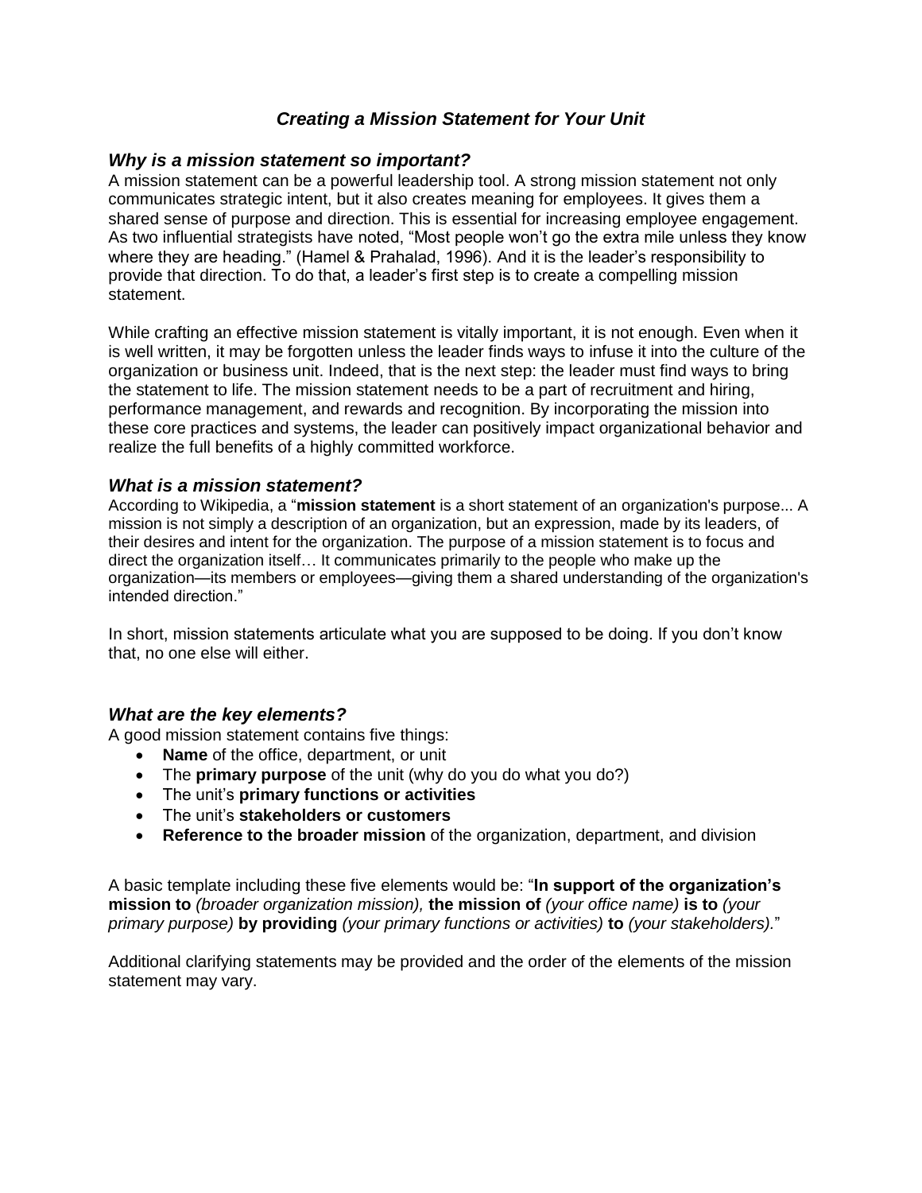# *Creating a Mission Statement for Your Unit*

## *Why is a mission statement so important?*

A mission statement can be a powerful leadership tool. A strong mission statement not only communicates strategic intent, but it also creates meaning for employees. It gives them a shared sense of purpose and direction. This is essential for increasing employee engagement. As two influential strategists have noted, "Most people won't go the extra mile unless they know where they are heading." (Hamel & Prahalad, 1996). And it is the leader's responsibility to provide that direction. To do that, a leader's first step is to create a compelling mission statement.

While crafting an effective mission statement is vitally important, it is not enough. Even when it is well written, it may be forgotten unless the leader finds ways to infuse it into the culture of the organization or business unit. Indeed, that is the next step: the leader must find ways to bring the statement to life. The mission statement needs to be a part of recruitment and hiring, performance management, and rewards and recognition. By incorporating the mission into these core practices and systems, the leader can positively impact organizational behavior and realize the full benefits of a highly committed workforce.

## *What is a mission statement?*

According to Wikipedia, a "**mission statement** is a short statement of an organization's purpose... A mission is not simply a description of an organization, but an expression, made by its leaders, of their desires and intent for the organization. The purpose of a mission statement is to focus and direct the organization itself… It communicates primarily to the people who make up the organization—its members or employees—giving them a shared understanding of the organization's intended direction."

In short, mission statements articulate what you are supposed to be doing. If you don't know that, no one else will either.

## *What are the key elements?*

A good mission statement contains five things:

- **Name** of the office, department, or unit
- The **primary purpose** of the unit (why do you do what you do?)
- The unit's **primary functions or activities**
- The unit's **stakeholders or customers**
- **Reference to the broader mission** of the organization, department, and division

A basic template including these five elements would be: "**In support of the organization's mission to** *(broader organization mission),* **the mission of** *(your office name)* **is to** *(your primary purpose)* **by providing** *(your primary functions or activities)* **to** *(your stakeholders).*"

Additional clarifying statements may be provided and the order of the elements of the mission statement may vary.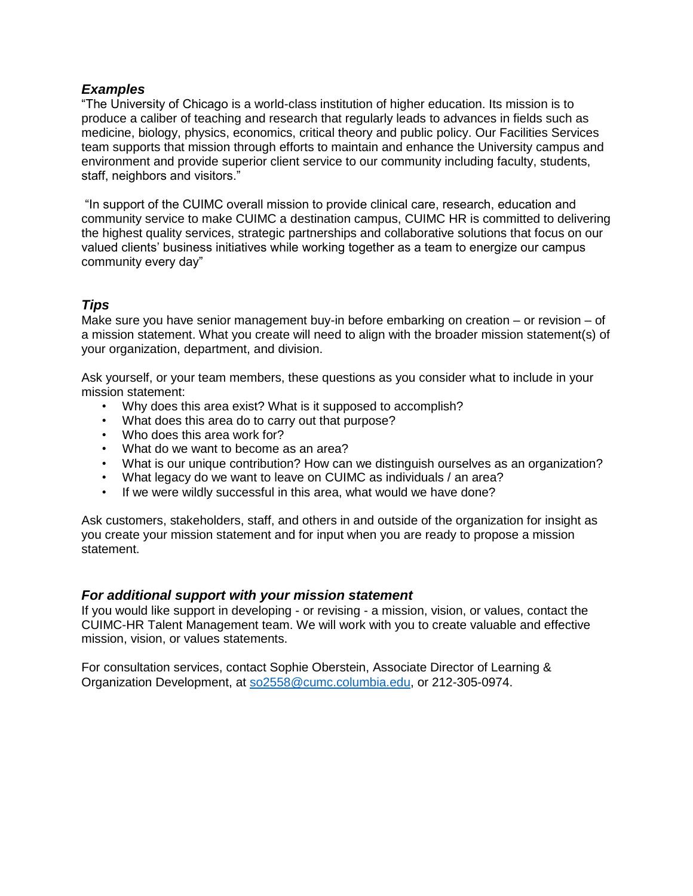### *Examples*

"The University of Chicago is a world-class institution of higher education. Its mission is to produce a caliber of teaching and research that regularly leads to advances in fields such as medicine, biology, physics, economics, critical theory and public policy. Our Facilities Services team supports that mission through efforts to maintain and enhance the University campus and environment and provide superior client service to our community including faculty, students, staff, neighbors and visitors."

"In support of the CUIMC overall mission to provide clinical care, research, education and community service to make CUIMC a destination campus, CUIMC HR is committed to delivering the highest quality services, strategic partnerships and collaborative solutions that focus on our valued clients' business initiatives while working together as a team to energize our campus community every day"

### *Tips*

Make sure you have senior management buy-in before embarking on creation – or revision – of a mission statement. What you create will need to align with the broader mission statement(s) of your organization, department, and division.

Ask yourself, or your team members, these questions as you consider what to include in your mission statement:

- Why does this area exist? What is it supposed to accomplish?
- What does this area do to carry out that purpose?
- Who does this area work for?
- What do we want to become as an area?
- What is our unique contribution? How can we distinguish ourselves as an organization?
- What legacy do we want to leave on CUIMC as individuals / an area?
- If we were wildly successful in this area, what would we have done?

Ask customers, stakeholders, staff, and others in and outside of the organization for insight as you create your mission statement and for input when you are ready to propose a mission statement.

### *For additional support with your mission statement*

If you would like support in developing - or revising - a mission, vision, or values, contact the CUIMC-HR Talent Management team. We will work with you to create valuable and effective mission, vision, or values statements.

For consultation services, contact Sophie Oberstein, Associate Director of Learning & Organization Development, at so2558@cumc.columbia.edu, or 212-305-0974.